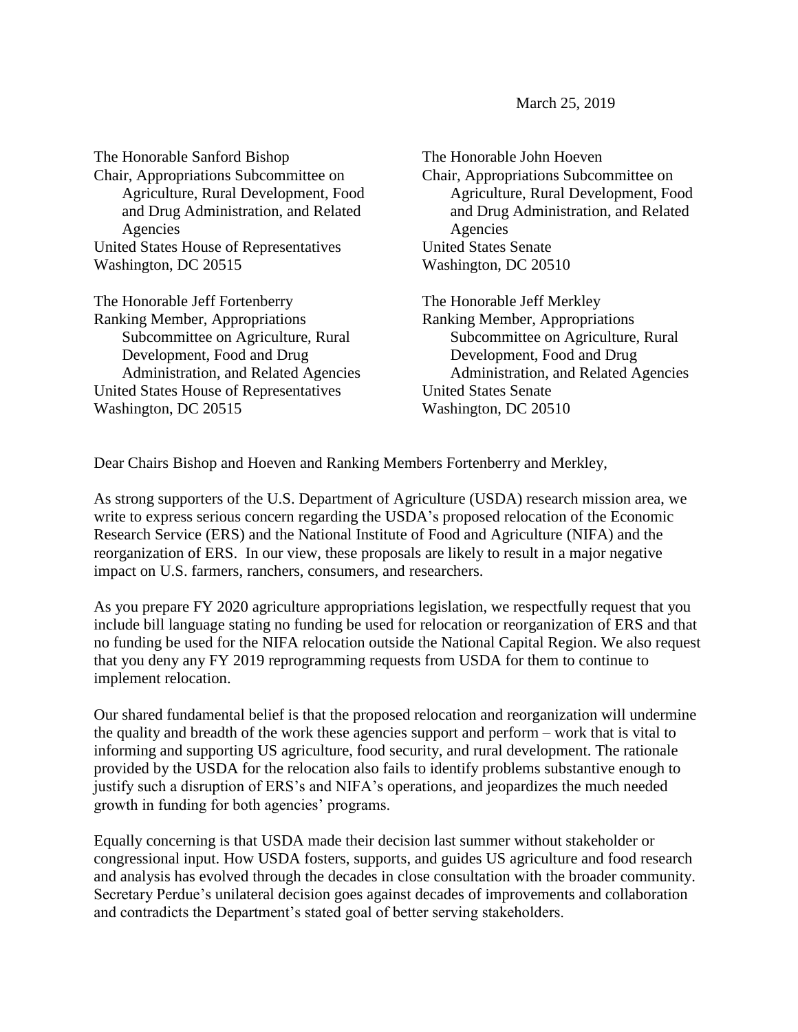March 25, 2019

The Honorable Sanford Bishop
Chair, Appropriations Subcommittee on Agriculture, Rural Development, Food and Drug Administration, and Related Agencies
United States House of Representatives
Washington, DC 20515

The Honorable John Hoeven
Chair, Appropriations Subcommittee on Agriculture, Rural Development, Food and Drug Administration, and Related Agencies
United States Senate
Washington, DC 20510

The Honorable Jeff Fortenberry
Ranking Member, Appropriations Subcommittee on Agriculture, Rural Development, Food and Drug Administration, and Related Agencies
United States House of Representatives
Washington, DC 20515

The Honorable Jeff Merkley
Ranking Member, Appropriations Subcommittee on Agriculture, Rural Development, Food and Drug Administration, and Related Agencies
United States Senate
Washington, DC 20510

Dear Chairs Bishop and Hoeven and Ranking Members Fortenberry and Merkley,

As strong supporters of the U.S. Department of Agriculture (USDA) research mission area, we write to express serious concern regarding the USDA's proposed relocation of the Economic Research Service (ERS) and the National Institute of Food and Agriculture (NIFA) and the reorganization of ERS. In our view, these proposals are likely to result in a major negative impact on U.S. farmers, ranchers, consumers, and researchers.

As you prepare FY 2020 agriculture appropriations legislation, we respectfully request that you include bill language stating no funding be used for relocation or reorganization of ERS and that no funding be used for the NIFA relocation outside the National Capital Region. We also request that you deny any FY 2019 reprogramming requests from USDA for them to continue to implement relocation.

Our shared fundamental belief is that the proposed relocation and reorganization will undermine the quality and breadth of the work these agencies support and perform – work that is vital to informing and supporting US agriculture, food security, and rural development. The rationale provided by the USDA for the relocation also fails to identify problems substantive enough to justify such a disruption of ERS's and NIFA's operations, and jeopardizes the much needed growth in funding for both agencies' programs.

Equally concerning is that USDA made their decision last summer without stakeholder or congressional input. How USDA fosters, supports, and guides US agriculture and food research and analysis has evolved through the decades in close consultation with the broader community. Secretary Perdue's unilateral decision goes against decades of improvements and collaboration and contradicts the Department's stated goal of better serving stakeholders.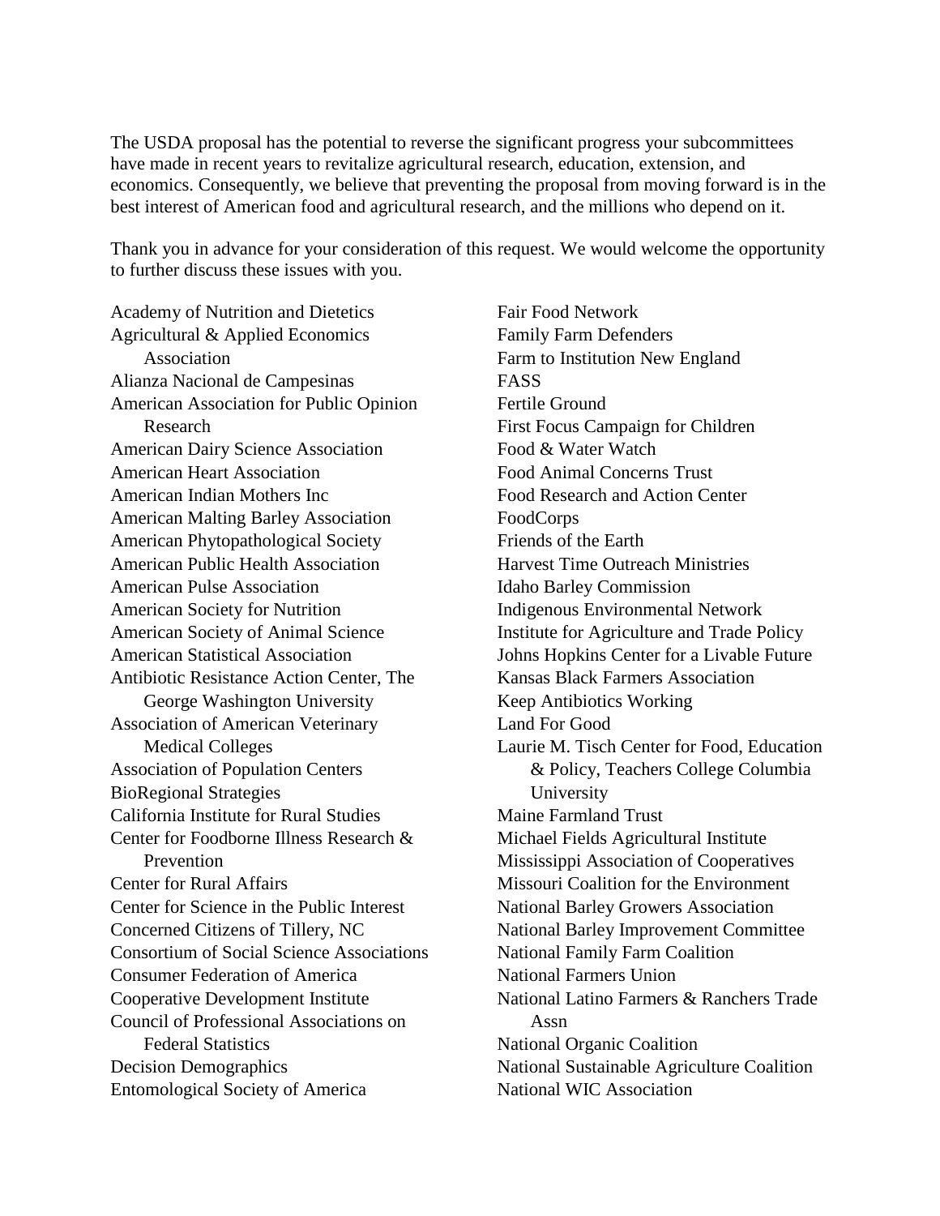The USDA proposal has the potential to reverse the significant progress your subcommittees have made in recent years to revitalize agricultural research, education, extension, and economics. Consequently, we believe that preventing the proposal from moving forward is in the best interest of American food and agricultural research, and the millions who depend on it.

Thank you in advance for your consideration of this request. We would welcome the opportunity to further discuss these issues with you.

Academy of Nutrition and Dietetics
Agricultural & Applied Economics Association
Alianza Nacional de Campesinas
American Association for Public Opinion Research
American Dairy Science Association
American Heart Association
American Indian Mothers Inc
American Malting Barley Association
American Phytopathological Society
American Public Health Association
American Pulse Association
American Society for Nutrition
American Society of Animal Science
American Statistical Association
Antibiotic Resistance Action Center, The George Washington University
Association of American Veterinary Medical Colleges
Association of Population Centers
BioRegional Strategies
California Institute for Rural Studies
Center for Foodborne Illness Research & Prevention
Center for Rural Affairs
Center for Science in the Public Interest
Concerned Citizens of Tillery, NC
Consortium of Social Science Associations
Consumer Federation of America
Cooperative Development Institute
Council of Professional Associations on Federal Statistics
Decision Demographics
Entomological Society of America
Fair Food Network
Family Farm Defenders
Farm to Institution New England
FASS
Fertile Ground
First Focus Campaign for Children
Food & Water Watch
Food Animal Concerns Trust
Food Research and Action Center
FoodCorps
Friends of the Earth
Harvest Time Outreach Ministries
Idaho Barley Commission
Indigenous Environmental Network
Institute for Agriculture and Trade Policy
Johns Hopkins Center for a Livable Future
Kansas Black Farmers Association
Keep Antibiotics Working
Land For Good
Laurie M. Tisch Center for Food, Education & Policy, Teachers College Columbia University
Maine Farmland Trust
Michael Fields Agricultural Institute
Mississippi Association of Cooperatives
Missouri Coalition for the Environment
National Barley Growers Association
National Barley Improvement Committee
National Family Farm Coalition
National Farmers Union
National Latino Farmers & Ranchers Trade Assn
National Organic Coalition
National Sustainable Agriculture Coalition
National WIC Association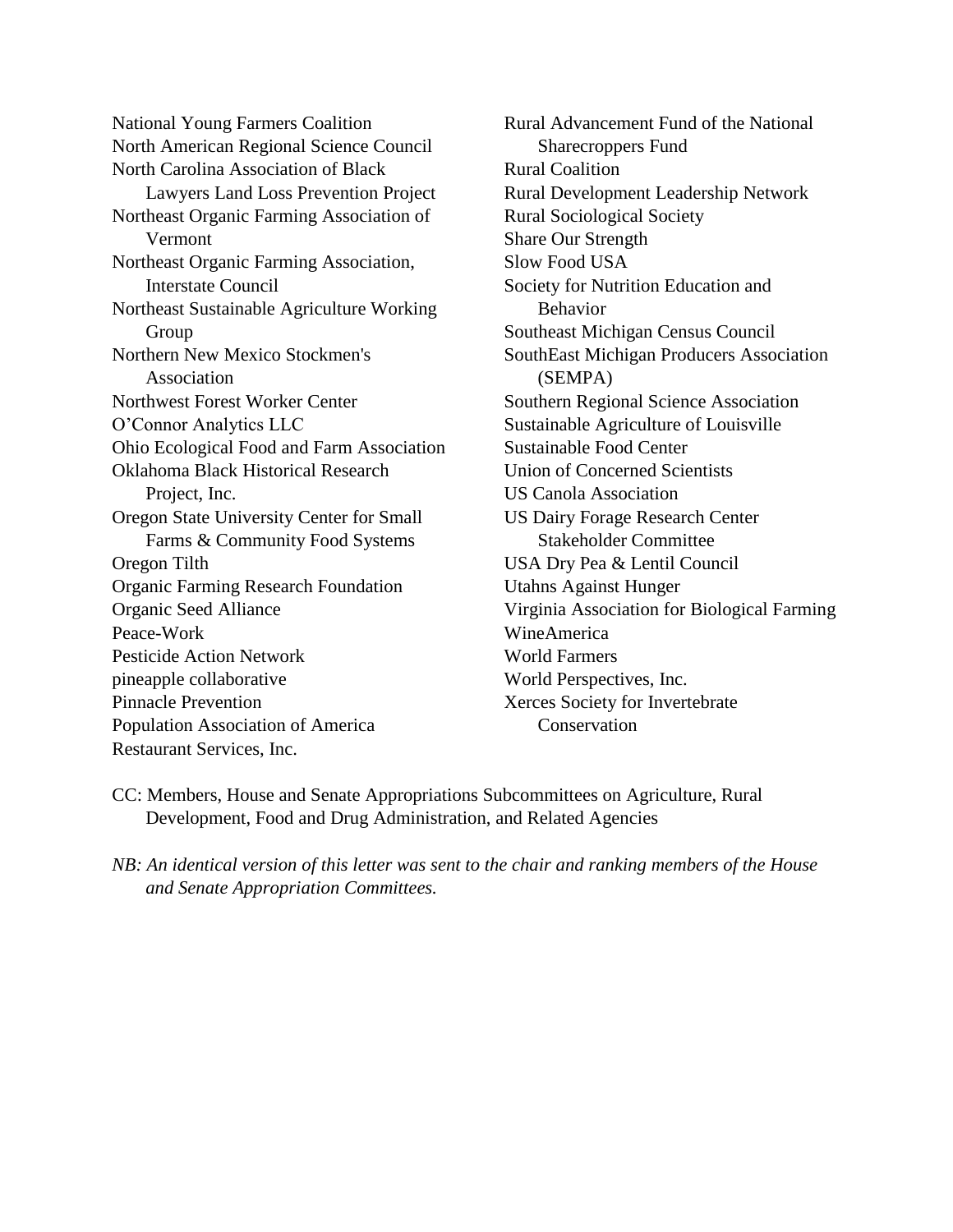National Young Farmers Coalition
North American Regional Science Council
North Carolina Association of Black Lawyers Land Loss Prevention Project
Northeast Organic Farming Association of Vermont
Northeast Organic Farming Association, Interstate Council
Northeast Sustainable Agriculture Working Group
Northern New Mexico Stockmen's Association
Northwest Forest Worker Center
O'Connor Analytics LLC
Ohio Ecological Food and Farm Association
Oklahoma Black Historical Research Project, Inc.
Oregon State University Center for Small Farms & Community Food Systems
Oregon Tilth
Organic Farming Research Foundation
Organic Seed Alliance
Peace-Work
Pesticide Action Network
pineapple collaborative
Pinnacle Prevention
Population Association of America
Restaurant Services, Inc.
Rural Advancement Fund of the National Sharecroppers Fund
Rural Coalition
Rural Development Leadership Network
Rural Sociological Society
Share Our Strength
Slow Food USA
Society for Nutrition Education and Behavior
Southeast Michigan Census Council
SouthEast Michigan Producers Association (SEMPA)
Southern Regional Science Association
Sustainable Agriculture of Louisville
Sustainable Food Center
Union of Concerned Scientists
US Canola Association
US Dairy Forage Research Center Stakeholder Committee
USA Dry Pea & Lentil Council
Utahns Against Hunger
Virginia Association for Biological Farming
WineAmerica
World Farmers
World Perspectives, Inc.
Xerces Society for Invertebrate Conservation

CC: Members, House and Senate Appropriations Subcommittees on Agriculture, Rural Development, Food and Drug Administration, and Related Agencies

*NB: An identical version of this letter was sent to the chair and ranking members of the House and Senate Appropriation Committees.*